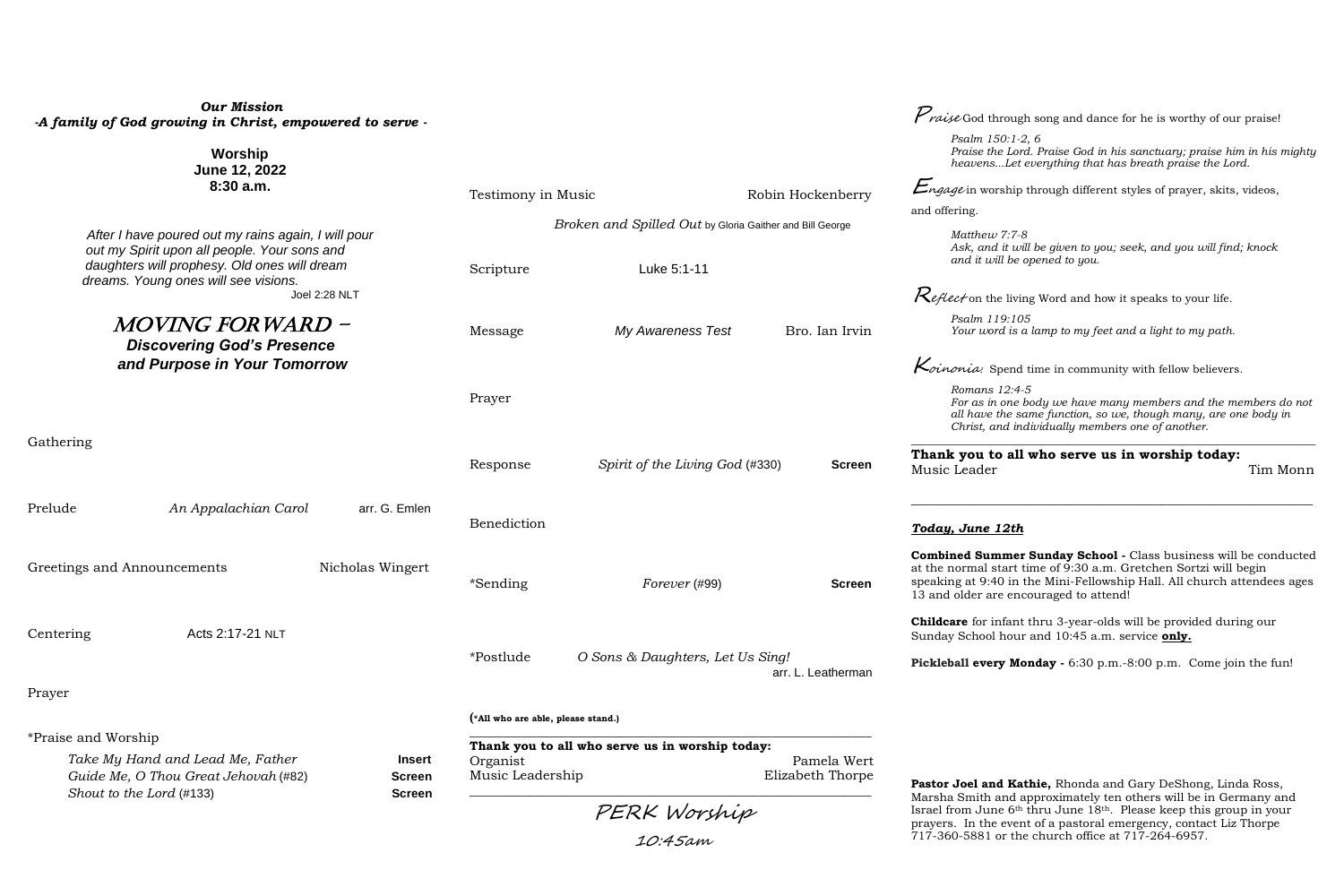***Our Mission***
***-A family of God growing in Christ, empowered to serve -***

**Worship**
**June 12, 2022**
**8:30 a.m.**

*After I have poured out my rains again, I will pour out my Spirit upon all people. Your sons and daughters will prophesy. Old ones will dream dreams. Young ones will see visions.*
Joel 2:28 NLT

# *MOVING FORWARD –*
## ***Discovering God's Presence and Purpose in Your Tomorrow***

Gathering

Prelude — *An Appalachian Carol* — arr. G. Emlen

Greetings and Announcements — Nicholas Wingert

Centering — Acts 2:17-21 NLT

Prayer

*Praise and Worship
- *Take My Hand and Lead Me, Father* — **Insert**
- *Guide Me, O Thou Great Jehovah* (#82) — **Screen**
- *Shout to the Lord* (#133) — **Screen**

Testimony in Music — Robin Hockenberry
*Broken and Spilled Out* by Gloria Gaither and Bill George

Scripture — Luke 5:1-11

Message — *My Awareness Test* — Bro. Ian Irvin

Prayer

Response — *Spirit of the Living God* (#330) — **Screen**

Benediction

*Sending — *Forever* (#99) — **Screen**

*Postlude — *O Sons & Daughters, Let Us Sing!* — arr. L. Leatherman

(***All who are able, please stand.**)

**Thank you to all who serve us in worship today:**

Organist — Pamela Wert
Music Leadership — Elizabeth Thorpe

*PERK Worship*
*10:45am*

*Praise* God through song and dance for he is worthy of our praise!

*Psalm 150:1-2, 6*
*Praise the Lord. Praise God in his sanctuary; praise him in his mighty heavens...Let everything that has breath praise the Lord.*

*Engage* in worship through different styles of prayer, skits, videos, and offering.

*Matthew 7:7-8*
*Ask, and it will be given to you; seek, and you will find; knock and it will be opened to you.*

*Reflect* on the living Word and how it speaks to your life.

*Psalm 119:105*
*Your word is a lamp to my feet and a light to my path.*

*Koinonia:* Spend time in community with fellow believers.

*Romans 12:4-5*
*For as in one body we have many members and the members do not all have the same function, so we, though many, are one body in Christ, and individually members one of another.*

**Thank you to all who serve us in worship today:**
Music Leader — Tim Monn

***Today, June 12th***

**Combined Summer Sunday School -** Class business will be conducted at the normal start time of 9:30 a.m. Gretchen Sortzi will begin speaking at 9:40 in the Mini-Fellowship Hall. All church attendees ages 13 and older are encouraged to attend!

**Childcare** for infant thru 3-year-olds will be provided during our Sunday School hour and 10:45 a.m. service **only.**

**Pickleball every Monday -** 6:30 p.m.-8:00 p.m. Come join the fun!

**Pastor Joel and Kathie,** Rhonda and Gary DeShong, Linda Ross, Marsha Smith and approximately ten others will be in Germany and Israel from June 6th thru June 18th. Please keep this group in your prayers. In the event of a pastoral emergency, contact Liz Thorpe 717-360-5881 or the church office at 717-264-6957.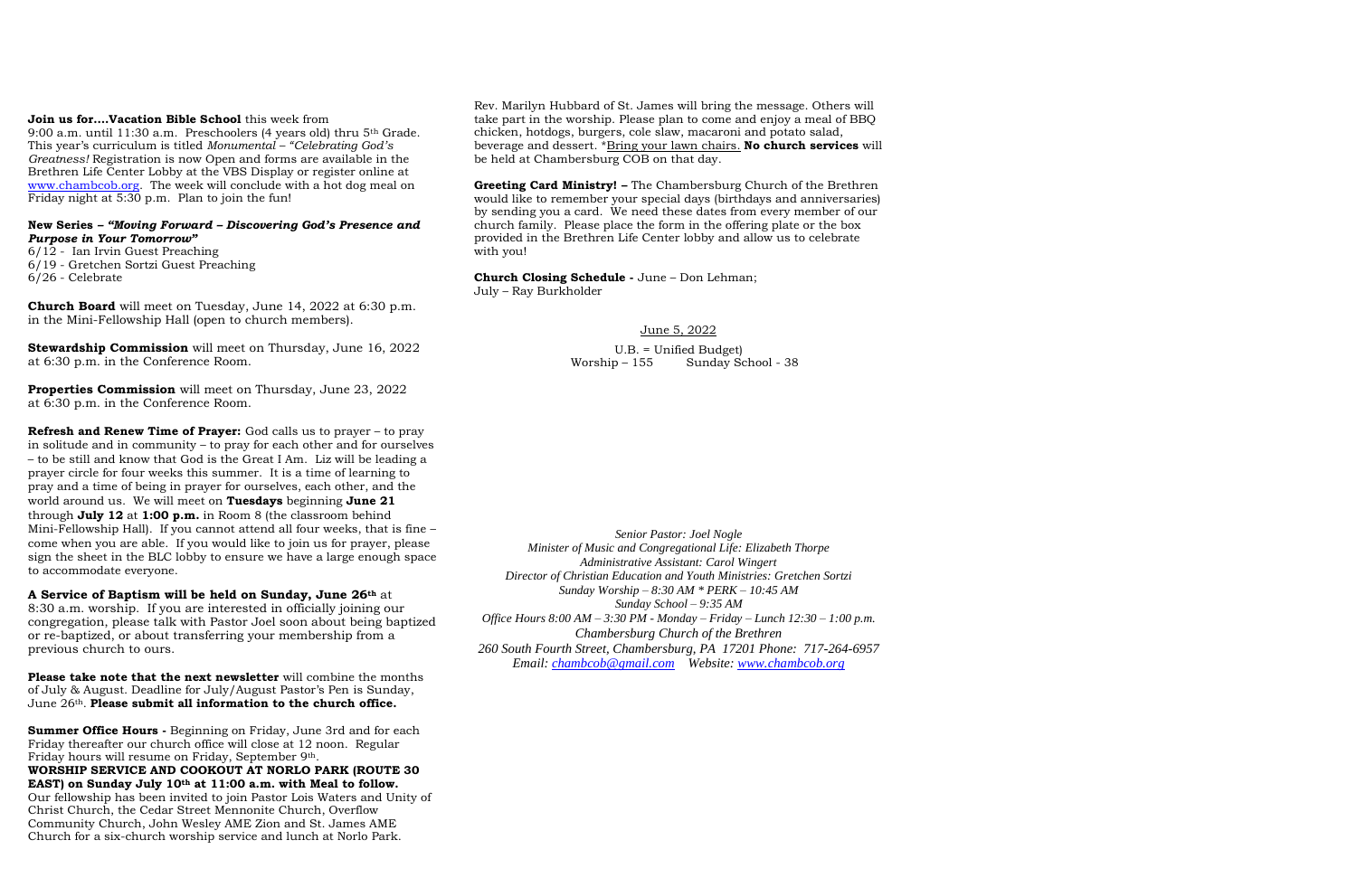**Join us for….Vacation Bible School** this week from 9:00 a.m. until 11:30 a.m. Preschoolers (4 years old) thru 5th Grade. This year's curriculum is titled *Monumental – "Celebrating God's Greatness!* Registration is now Open and forms are available in the Brethren Life Center Lobby at the VBS Display or register online at www.chambcob.org. The week will conclude with a hot dog meal on Friday night at 5:30 p.m. Plan to join the fun!

**New Series – *"Moving Forward – Discovering God's Presence and Purpose in Your Tomorrow"***

6/12 - Ian Irvin Guest Preaching
6/19 - Gretchen Sortzi Guest Preaching
6/26 - Celebrate

**Church Board** will meet on Tuesday, June 14, 2022 at 6:30 p.m. in the Mini-Fellowship Hall (open to church members).

**Stewardship Commission** will meet on Thursday, June 16, 2022 at 6:30 p.m. in the Conference Room.

**Properties Commission** will meet on Thursday, June 23, 2022 at 6:30 p.m. in the Conference Room.

**Refresh and Renew Time of Prayer:** God calls us to prayer – to pray in solitude and in community – to pray for each other and for ourselves – to be still and know that God is the Great I Am. Liz will be leading a prayer circle for four weeks this summer. It is a time of learning to pray and a time of being in prayer for ourselves, each other, and the world around us. We will meet on **Tuesdays** beginning **June 21** through **July 12** at **1:00 p.m.** in Room 8 (the classroom behind Mini-Fellowship Hall). If you cannot attend all four weeks, that is fine – come when you are able. If you would like to join us for prayer, please sign the sheet in the BLC lobby to ensure we have a large enough space to accommodate everyone.

**A Service of Baptism will be held on Sunday, June 26th** at 8:30 a.m. worship. If you are interested in officially joining our congregation, please talk with Pastor Joel soon about being baptized or re-baptized, or about transferring your membership from a previous church to ours.

**Please take note that the next newsletter** will combine the months of July & August. Deadline for July/August Pastor's Pen is Sunday, June 26th. **Please submit all information to the church office.**

**Summer Office Hours -** Beginning on Friday, June 3rd and for each Friday thereafter our church office will close at 12 noon. Regular Friday hours will resume on Friday, September 9th.

**WORSHIP SERVICE AND COOKOUT AT NORLO PARK (ROUTE 30 EAST) on Sunday July 10th at 11:00 a.m. with Meal to follow.**
Our fellowship has been invited to join Pastor Lois Waters and Unity of Christ Church, the Cedar Street Mennonite Church, Overflow Community Church, John Wesley AME Zion and St. James AME Church for a six-church worship service and lunch at Norlo Park. Rev. Marilyn Hubbard of St. James will bring the message. Others will take part in the worship. Please plan to come and enjoy a meal of BBQ chicken, hotdogs, burgers, cole slaw, macaroni and potato salad, beverage and dessert. *Bring your lawn chairs. **No church services** will be held at Chambersburg COB on that day.

**Greeting Card Ministry! –** The Chambersburg Church of the Brethren would like to remember your special days (birthdays and anniversaries) by sending you a card. We need these dates from every member of our church family. Please place the form in the offering plate or the box provided in the Brethren Life Center lobby and allow us to celebrate with you!

**Church Closing Schedule -** June – Don Lehman;
July – Ray Burkholder

June 5, 2022

U.B. = Unified Budget)
Worship – 155 Sunday School - 38

*Senior Pastor: Joel Nogle*
*Minister of Music and Congregational Life: Elizabeth Thorpe*
*Administrative Assistant: Carol Wingert*
*Director of Christian Education and Youth Ministries: Gretchen Sortzi*
*Sunday Worship – 8:30 AM * PERK – 10:45 AM*
*Sunday School – 9:35 AM*
*Office Hours 8:00 AM – 3:30 PM - Monday – Friday – Lunch 12:30 – 1:00 p.m.*
*Chambersburg Church of the Brethren*
*260 South Fourth Street, Chambersburg, PA 17201 Phone: 717-264-6957*
*Email: chambcob@gmail.com Website: www.chambcob.org*